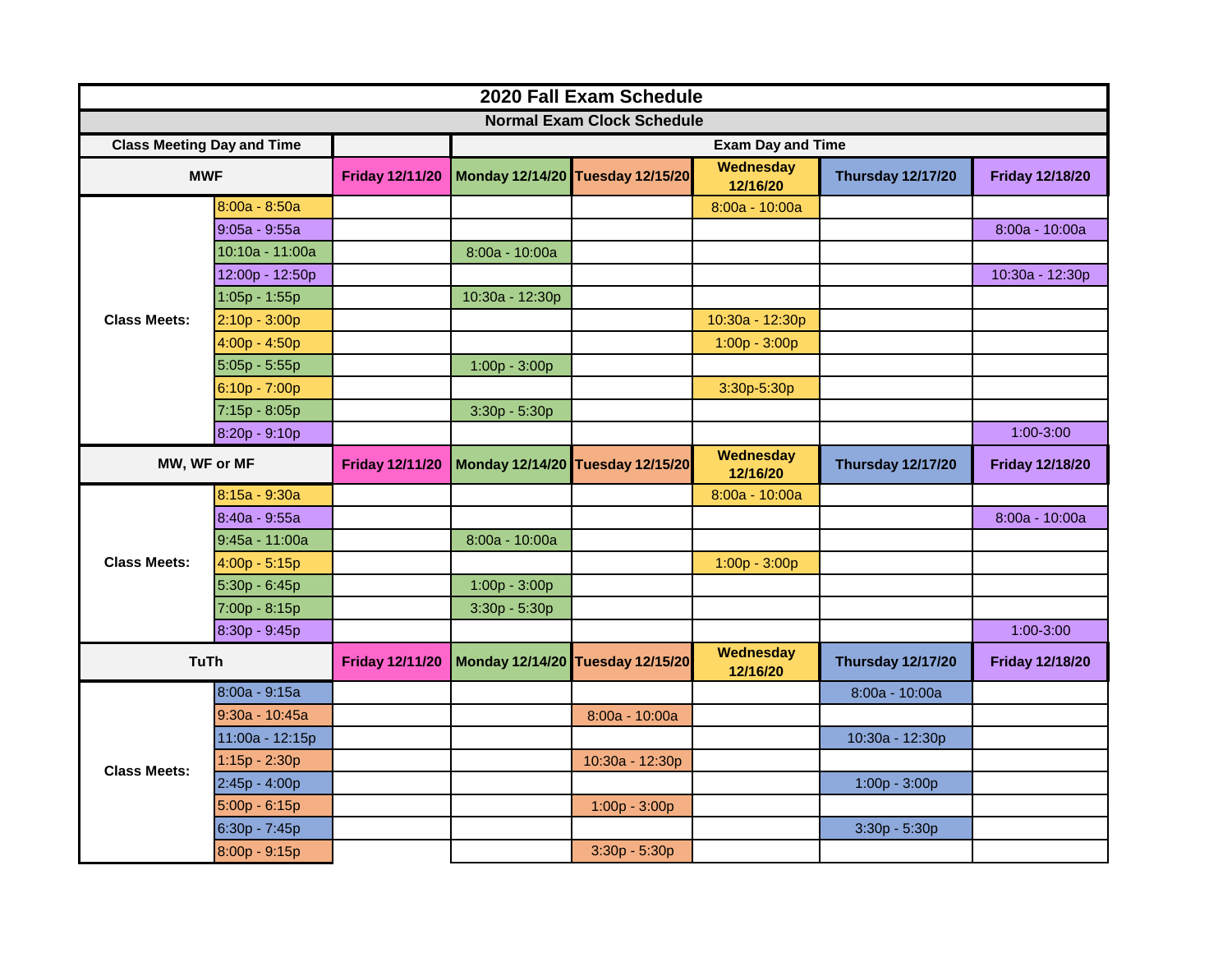# 2020 Fall Exam Schedule

## Normal Exam Clock Schedule

| Class Meeting Day and Time | | | Exam Day and Time | | | | | |
|---|---|---|---|---|---|---|---|---|
| **MWF** | | **Friday 12/11/20** | **Monday 12/14/20** | **Tuesday 12/15/20** | **Wednesday 12/16/20** | **Thursday 12/17/20** | **Friday 12/18/20** |
| **Class Meets:** | 8:00a - 8:50a | | | | 8:00a - 10:00a | | |
| | 9:05a - 9:55a | | | | | | 8:00a - 10:00a |
| | 10:10a - 11:00a | | 8:00a - 10:00a | | | | |
| | 12:00p - 12:50p | | | | | | 10:30a - 12:30p |
| | 1:05p - 1:55p | | 10:30a - 12:30p | | | | |
| | 2:10p - 3:00p | | | | 10:30a - 12:30p | | |
| | 4:00p - 4:50p | | | | 1:00p - 3:00p | | |
| | 5:05p - 5:55p | | 1:00p - 3:00p | | | | |
| | 6:10p - 7:00p | | | | 3:30p-5:30p | | |
| | 7:15p - 8:05p | | 3:30p - 5:30p | | | | |
| | 8:20p - 9:10p | | | | | | 1:00-3:00 |
| **MW, WF or MF** | | **Friday 12/11/20** | **Monday 12/14/20** | **Tuesday 12/15/20** | **Wednesday 12/16/20** | **Thursday 12/17/20** | **Friday 12/18/20** |
| **Class Meets:** | 8:15a - 9:30a | | | | 8:00a - 10:00a | | |
| | 8:40a - 9:55a | | | | | | 8:00a - 10:00a |
| | 9:45a - 11:00a | | 8:00a - 10:00a | | | | |
| | 4:00p - 5:15p | | | | 1:00p - 3:00p | | |
| | 5:30p - 6:45p | | 1:00p - 3:00p | | | | |
| | 7:00p - 8:15p | | 3:30p - 5:30p | | | | |
| | 8:30p - 9:45p | | | | | | 1:00-3:00 |
| **TuTh** | | **Friday 12/11/20** | **Monday 12/14/20** | **Tuesday 12/15/20** | **Wednesday 12/16/20** | **Thursday 12/17/20** | **Friday 12/18/20** |
| **Class Meets:** | 8:00a - 9:15a | | | | | 8:00a - 10:00a | |
| | 9:30a - 10:45a | | | 8:00a - 10:00a | | | |
| | 11:00a - 12:15p | | | | | 10:30a - 12:30p | |
| | 1:15p - 2:30p | | | 10:30a - 12:30p | | | |
| | 2:45p - 4:00p | | | | | 1:00p - 3:00p | |
| | 5:00p - 6:15p | | | 1:00p - 3:00p | | | |
| | 6:30p - 7:45p | | | | | 3:30p - 5:30p | |
| | 8:00p - 9:15p | | | 3:30p - 5:30p | | | |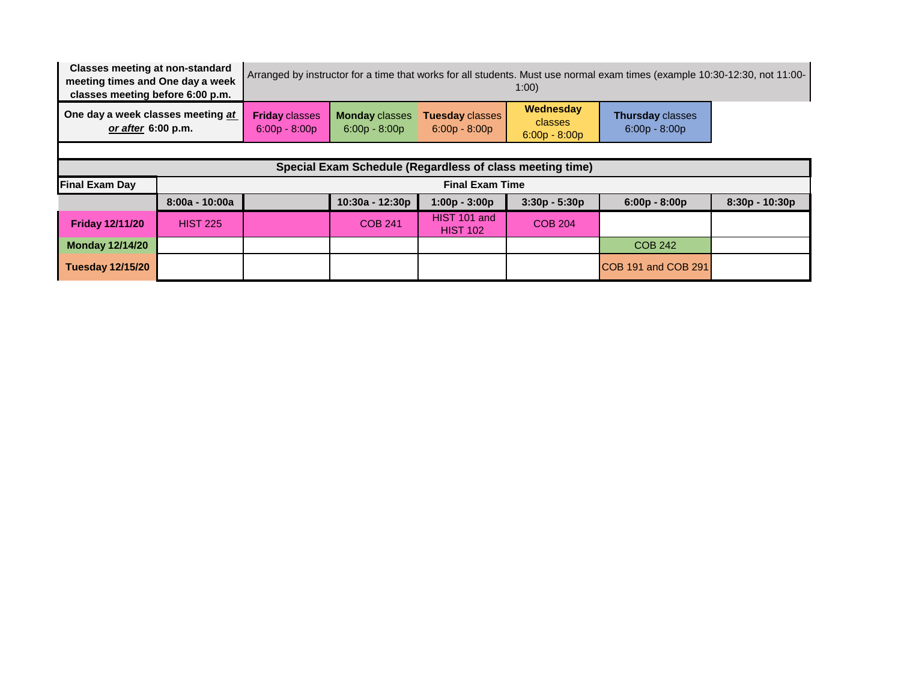| | | | | | | |
|---|---|---|---|---|---|---|
| **Classes meeting at non-standard meeting times and One day a week classes meeting before 6:00 p.m.** | Arranged by instructor for a time that works for all students. Must use normal exam times (example 10:30-12:30, not 11:00-1:00) | | | | | |
| **One day a week classes meeting *at or after* 6:00 p.m.** | **Friday** classes 6:00p - 8:00p | **Monday** classes 6:00p - 8:00p | **Tuesday** classes 6:00p - 8:00p | **Wednesday** classes 6:00p - 8:00p | **Thursday** classes 6:00p - 8:00p | |

**Special Exam Schedule (Regardless of class meeting time)**

| **Final Exam Day** | **Final Exam Time** | | | | | | |
|---|---|---|---|---|---|---|---|
| | **8:00a - 10:00a** | | **10:30a - 12:30p** | **1:00p - 3:00p** | **3:30p - 5:30p** | **6:00p - 8:00p** | **8:30p - 10:30p** |
| **Friday 12/11/20** | HIST 225 | | COB 241 | HIST 101 and HIST 102 | COB 204 | | |
| **Monday 12/14/20** | | | | | | COB 242 | |
| **Tuesday 12/15/20** | | | | | | COB 191 and COB 291 | |